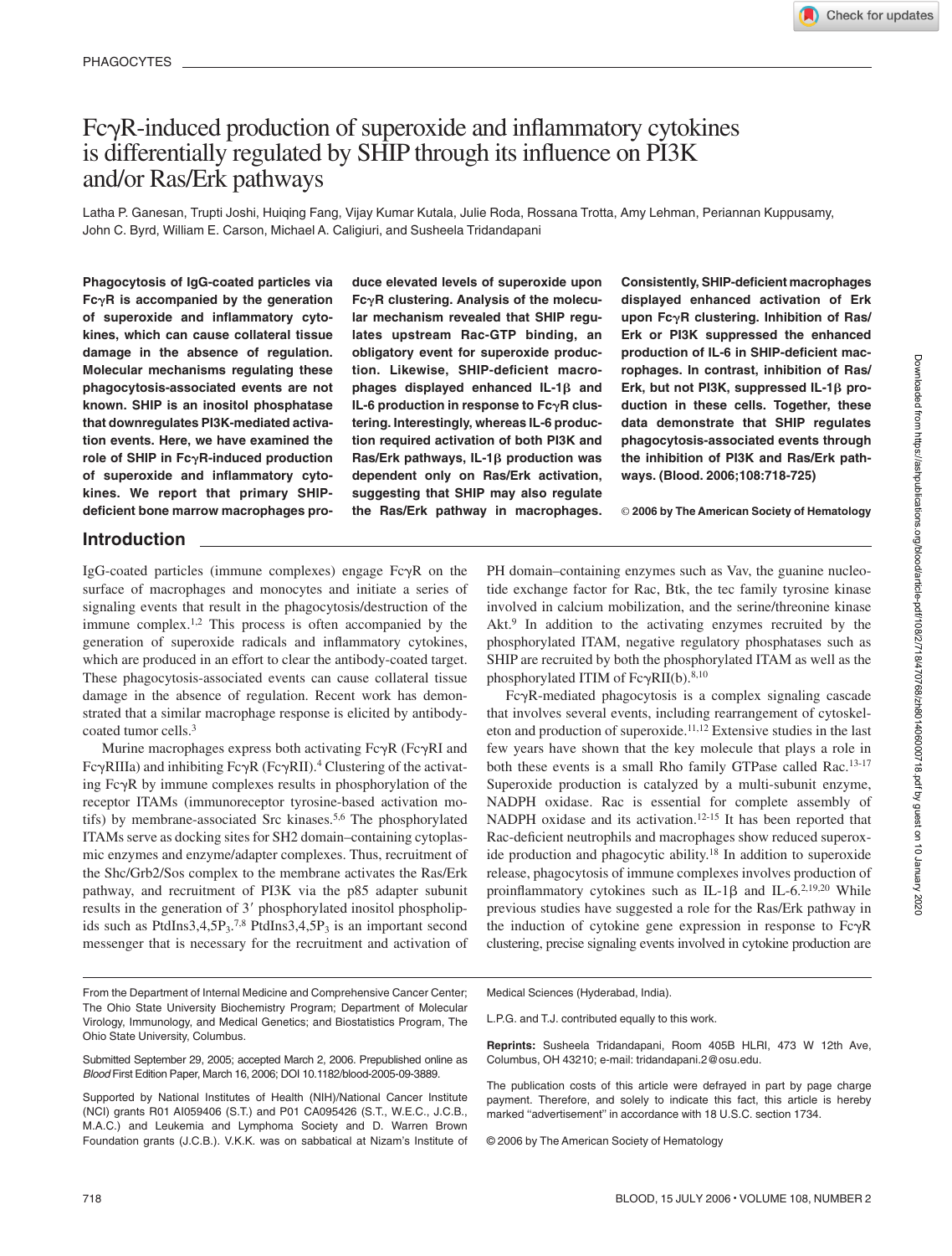PHAGOCYTES

# FcγR-induced production of superoxide and inflammatory cytokines is differentially regulated by SHIP through its influence on PI3K and/or Ras/Erk pathways

Latha P. Ganesan, Trupti Joshi, Huiqing Fang, Vijay Kumar Kutala, Julie Roda, Rossana Trotta, Amy Lehman, Periannan Kuppusamy, John C. Byrd, William E. Carson, Michael A. Caligiuri, and Susheela Tridandapani

**Phagocytosis of IgG-coated particles via FcγR is accompanied by the generation of superoxide and inflammatory cytokines, which can cause collateral tissue damage in the absence of regulation. Molecular mechanisms regulating these phagocytosis-associated events are not known. SHIP is an inositol phosphatase that downregulates PI3K-mediated activation events. Here, we have examined the role of SHIP in FcγR-induced production of superoxide and inflammatory cytokines. We report that primary SHIP-deficient bone marrow macrophages produce elevated levels of superoxide upon FcγR clustering. Analysis of the molecular mechanism revealed that SHIP regulates upstream Rac-GTP binding, an obligatory event for superoxide production. Likewise, SHIP-deficient macrophages displayed enhanced IL-1β and IL-6 production in response to FcγR clustering. Interestingly, whereas IL-6 production required activation of both PI3K and Ras/Erk pathways, IL-1β production was dependent only on Ras/Erk activation, suggesting that SHIP may also regulate the Ras/Erk pathway in macrophages. Consistently, SHIP-deficient macrophages displayed enhanced activation of Erk upon FcγR clustering. Inhibition of Ras/Erk or PI3K suppressed the enhanced production of IL-6 in SHIP-deficient macrophages. In contrast, inhibition of Ras/Erk, but not PI3K, suppressed IL-1β production in these cells. Together, these data demonstrate that SHIP regulates phagocytosis-associated events through the inhibition of PI3K and Ras/Erk pathways. (Blood. 2006;108:718-725)**

© 2006 by The American Society of Hematology

## Introduction

IgG-coated particles (immune complexes) engage FcγR on the surface of macrophages and monocytes and initiate a series of signaling events that result in the phagocytosis/destruction of the immune complex.[1,2] This process is often accompanied by the generation of superoxide radicals and inflammatory cytokines, which are produced in an effort to clear the antibody-coated target. These phagocytosis-associated events can cause collateral tissue damage in the absence of regulation. Recent work has demonstrated that a similar macrophage response is elicited by antibody-coated tumor cells.[3]

Murine macrophages express both activating FcγR (FcγRI and FcγRIIIa) and inhibiting FcγR (FcγRII).[4] Clustering of the activating FcγR by immune complexes results in phosphorylation of the receptor ITAMs (immunoreceptor tyrosine-based activation motifs) by membrane-associated Src kinases.[5,6] The phosphorylated ITAMs serve as docking sites for SH2 domain–containing cytoplasmic enzymes and enzyme/adapter complexes. Thus, recruitment of the Shc/Grb2/Sos complex to the membrane activates the Ras/Erk pathway, and recruitment of PI3K via the p85 adapter subunit results in the generation of 3′ phosphorylated inositol phospholipids such as PtdIns3,4,5P$_3$.[7,8] PtdIns3,4,5P$_3$ is an important second messenger that is necessary for the recruitment and activation of PH domain–containing enzymes such as Vav, the guanine nucleotide exchange factor for Rac, Btk, the tec family tyrosine kinase involved in calcium mobilization, and the serine/threonine kinase Akt.[9] In addition to the activating enzymes recruited by the phosphorylated ITAM, negative regulatory phosphatases such as SHIP are recruited by both the phosphorylated ITAM as well as the phosphorylated ITIM of FcγRII(b).[8,10]

FcγR-mediated phagocytosis is a complex signaling cascade that involves several events, including rearrangement of cytoskeleton and production of superoxide.[11,12] Extensive studies in the last few years have shown that the key molecule that plays a role in both these events is a small Rho family GTPase called Rac.[13-17] Superoxide production is catalyzed by a multi-subunit enzyme, NADPH oxidase. Rac is essential for complete assembly of NADPH oxidase and its activation.[12-15] It has been reported that Rac-deficient neutrophils and macrophages show reduced superoxide production and phagocytic ability.[18] In addition to superoxide release, phagocytosis of immune complexes involves production of proinflammatory cytokines such as IL-1β and IL-6.[2,19,20] While previous studies have suggested a role for the Ras/Erk pathway in the induction of cytokine gene expression in response to FcγR clustering, precise signaling events involved in cytokine production are

From the Department of Internal Medicine and Comprehensive Cancer Center; The Ohio State University Biochemistry Program; Department of Molecular Virology, Immunology, and Medical Genetics; and Biostatistics Program, The Ohio State University, Columbus.

Submitted September 29, 2005; accepted March 2, 2006. Prepublished online as *Blood* First Edition Paper, March 16, 2006; DOI 10.1182/blood-2005-09-3889.

Supported by National Institutes of Health (NIH)/National Cancer Institute (NCI) grants R01 AI059406 (S.T.) and P01 CA095426 (S.T., W.E.C., J.C.B., M.A.C.) and Leukemia and Lymphoma Society and D. Warren Brown Foundation grants (J.C.B.). V.K.K. was on sabbatical at Nizam's Institute of Medical Sciences (Hyderabad, India).

L.P.G. and T.J. contributed equally to this work.

**Reprints:** Susheela Tridandapani, Room 405B HLRI, 473 W 12th Ave, Columbus, OH 43210; e-mail: tridandapani.2@osu.edu.

The publication costs of this article were defrayed in part by page charge payment. Therefore, and solely to indicate this fact, this article is hereby marked "advertisement" in accordance with 18 U.S.C. section 1734.

© 2006 by The American Society of Hematology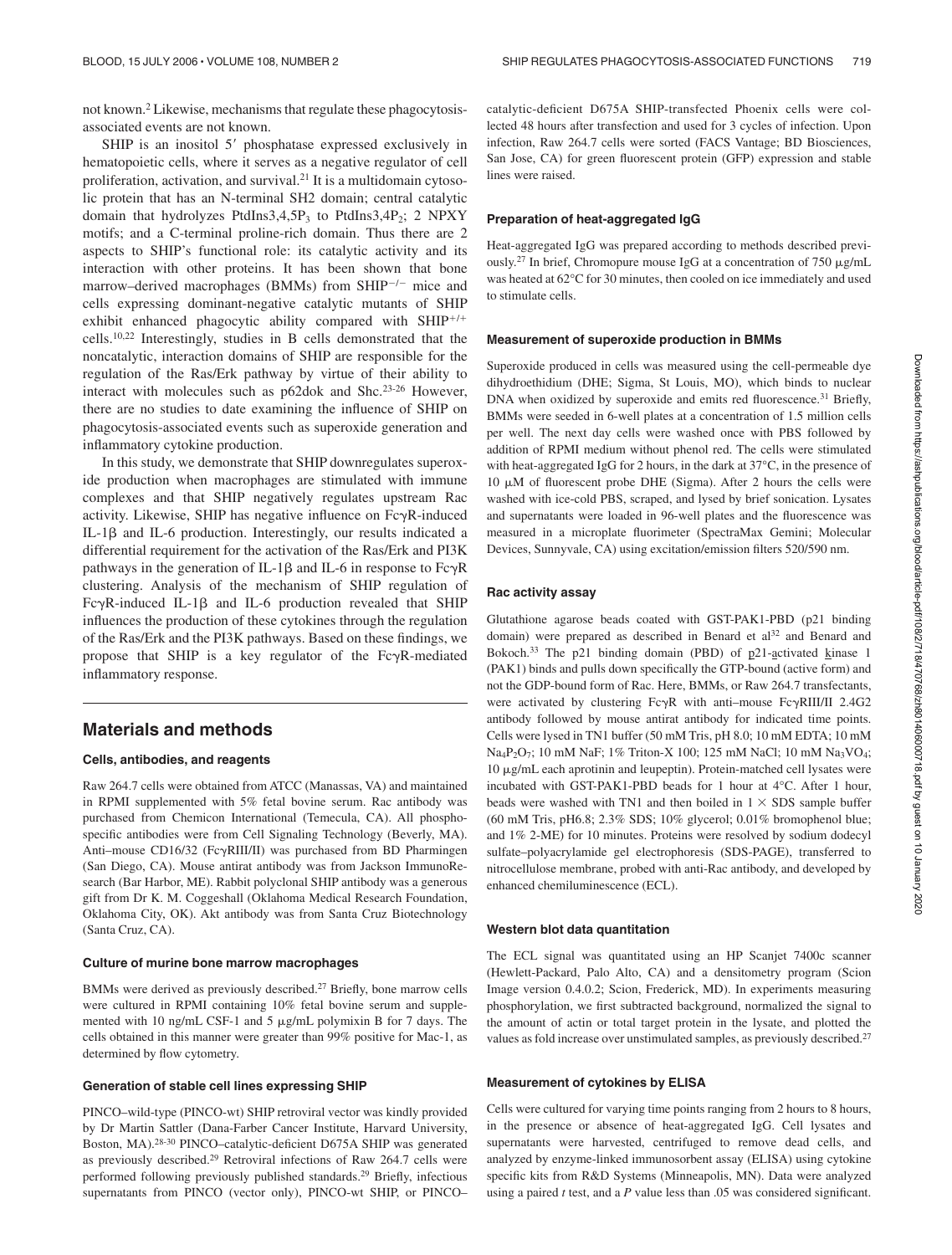not known.[2] Likewise, mechanisms that regulate these phagocytosis-associated events are not known.

SHIP is an inositol 5′ phosphatase expressed exclusively in hematopoietic cells, where it serves as a negative regulator of cell proliferation, activation, and survival.[21] It is a multidomain cytosolic protein that has an N-terminal SH2 domain; central catalytic domain that hydrolyzes $PtdIns3,4,5P_3$ to $PtdIns3,4P_2$; 2 NPXY motifs; and a C-terminal proline-rich domain. Thus there are 2 aspects to SHIP's functional role: its catalytic activity and its interaction with other proteins. It has been shown that bone marrow–derived macrophages (BMMs) from $SHIP^{-/-}$ mice and cells expressing dominant-negative catalytic mutants of SHIP exhibit enhanced phagocytic ability compared with $SHIP^{+/+}$ cells.[10,22] Interestingly, studies in B cells demonstrated that the noncatalytic, interaction domains of SHIP are responsible for the regulation of the Ras/Erk pathway by virtue of their ability to interact with molecules such as p62dok and Shc.[23-26] However, there are no studies to date examining the influence of SHIP on phagocytosis-associated events such as superoxide generation and inflammatory cytokine production.

In this study, we demonstrate that SHIP downregulates superoxide production when macrophages are stimulated with immune complexes and that SHIP negatively regulates upstream Rac activity. Likewise, SHIP has negative influence on FcγR-induced IL-1β and IL-6 production. Interestingly, our results indicated a differential requirement for the activation of the Ras/Erk and PI3K pathways in the generation of IL-1β and IL-6 in response to FcγR clustering. Analysis of the mechanism of SHIP regulation of FcγR-induced IL-1β and IL-6 production revealed that SHIP influences the production of these cytokines through the regulation of the Ras/Erk and the PI3K pathways. Based on these findings, we propose that SHIP is a key regulator of the FcγR-mediated inflammatory response.

## Materials and methods

### Cells, antibodies, and reagents

Raw 264.7 cells were obtained from ATCC (Manassas, VA) and maintained in RPMI supplemented with 5% fetal bovine serum. Rac antibody was purchased from Chemicon International (Temecula, CA). All phosphospecific antibodies were from Cell Signaling Technology (Beverly, MA). Anti–mouse CD16/32 (FcγRIII/II) was purchased from BD Pharmingen (San Diego, CA). Mouse antirat antibody was from Jackson ImmunoResearch (Bar Harbor, ME). Rabbit polyclonal SHIP antibody was a generous gift from Dr K. M. Coggeshall (Oklahoma Medical Research Foundation, Oklahoma City, OK). Akt antibody was from Santa Cruz Biotechnology (Santa Cruz, CA).

### Culture of murine bone marrow macrophages

BMMs were derived as previously described.[27] Briefly, bone marrow cells were cultured in RPMI containing 10% fetal bovine serum and supplemented with 10 ng/mL CSF-1 and 5 μg/mL polymixin B for 7 days. The cells obtained in this manner were greater than 99% positive for Mac-1, as determined by flow cytometry.

### Generation of stable cell lines expressing SHIP

PINCO–wild-type (PINCO-wt) SHIP retroviral vector was kindly provided by Dr Martin Sattler (Dana-Farber Cancer Institute, Harvard University, Boston, MA).[28-30] PINCO–catalytic-deficient D675A SHIP was generated as previously described.[29] Retroviral infections of Raw 264.7 cells were performed following previously published standards.[29] Briefly, infectious supernatants from PINCO (vector only), PINCO-wt SHIP, or PINCO–catalytic-deficient D675A SHIP-transfected Phoenix cells were collected 48 hours after transfection and used for 3 cycles of infection. Upon infection, Raw 264.7 cells were sorted (FACS Vantage; BD Biosciences, San Jose, CA) for green fluorescent protein (GFP) expression and stable lines were raised.

### Preparation of heat-aggregated IgG

Heat-aggregated IgG was prepared according to methods described previously.[27] In brief, Chromopure mouse IgG at a concentration of 750 μg/mL was heated at 62°C for 30 minutes, then cooled on ice immediately and used to stimulate cells.

### Measurement of superoxide production in BMMs

Superoxide produced in cells was measured using the cell-permeable dye dihydroethidium (DHE; Sigma, St Louis, MO), which binds to nuclear DNA when oxidized by superoxide and emits red fluorescence.[31] Briefly, BMMs were seeded in 6-well plates at a concentration of 1.5 million cells per well. The next day cells were washed once with PBS followed by addition of RPMI medium without phenol red. The cells were stimulated with heat-aggregated IgG for 2 hours, in the dark at 37°C, in the presence of 10 μM of fluorescent probe DHE (Sigma). After 2 hours the cells were washed with ice-cold PBS, scraped, and lysed by brief sonication. Lysates and supernatants were loaded in 96-well plates and the fluorescence was measured in a microplate fluorimeter (SpectraMax Gemini; Molecular Devices, Sunnyvale, CA) using excitation/emission filters 520/590 nm.

### Rac activity assay

Glutathione agarose beads coated with GST-PAK1-PBD (p21 binding domain) were prepared as described in Benard et al[32] and Benard and Bokoch.[33] The p21 binding domain (PBD) of p21-activated kinase 1 (PAK1) binds and pulls down specifically the GTP-bound (active form) and not the GDP-bound form of Rac. Here, BMMs, or Raw 264.7 transfectants, were activated by clustering FcγR with anti–mouse FcγRIII/II 2.4G2 antibody followed by mouse antirat antibody for indicated time points. Cells were lysed in TN1 buffer (50 mM Tris, pH 8.0; 10 mM EDTA; 10 mM $Na_4P_2O_7$; 10 mM NaF; 1% Triton-X 100; 125 mM NaCl; 10 mM $Na_3VO_4$; 10 μg/mL each aprotinin and leupeptin). Protein-matched cell lysates were incubated with GST-PAK1-PBD beads for 1 hour at 4°C. After 1 hour, beads were washed with TN1 and then boiled in 1 × SDS sample buffer (60 mM Tris, pH6.8; 2.3% SDS; 10% glycerol; 0.01% bromophenol blue; and 1% 2-ME) for 10 minutes. Proteins were resolved by sodium dodecyl sulfate–polyacrylamide gel electrophoresis (SDS-PAGE), transferred to nitrocellulose membrane, probed with anti-Rac antibody, and developed by enhanced chemiluminescence (ECL).

### Western blot data quantitation

The ECL signal was quantitated using an HP Scanjet 7400c scanner (Hewlett-Packard, Palo Alto, CA) and a densitometry program (Scion Image version 0.4.0.2; Scion, Frederick, MD). In experiments measuring phosphorylation, we first subtracted background, normalized the signal to the amount of actin or total target protein in the lysate, and plotted the values as fold increase over unstimulated samples, as previously described.[27]

### Measurement of cytokines by ELISA

Cells were cultured for varying time points ranging from 2 hours to 8 hours, in the presence or absence of heat-aggregated IgG. Cell lysates and supernatants were harvested, centrifuged to remove dead cells, and analyzed by enzyme-linked immunosorbent assay (ELISA) using cytokine specific kits from R&D Systems (Minneapolis, MN). Data were analyzed using a paired *t* test, and a *P* value less than .05 was considered significant.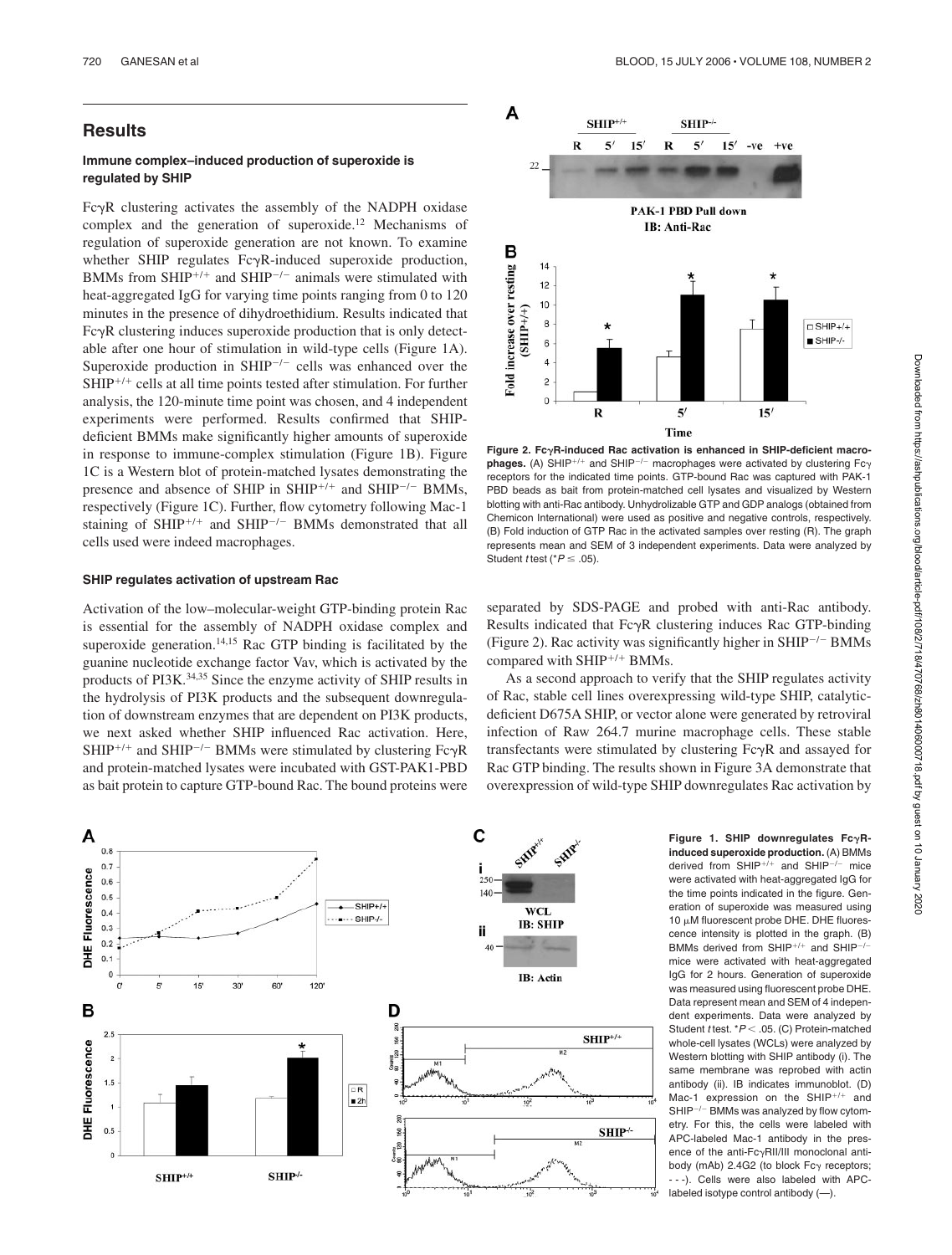## Results

### Immune complex–induced production of superoxide is regulated by SHIP

FcγR clustering activates the assembly of the NADPH oxidase complex and the generation of superoxide.[12] Mechanisms of regulation of superoxide generation are not known. To examine whether SHIP regulates FcγR-induced superoxide production, BMMs from $SHIP^{+/+}$ and $SHIP^{-/-}$ animals were stimulated with heat-aggregated IgG for varying time points ranging from 0 to 120 minutes in the presence of dihydroethidium. Results indicated that FcγR clustering induces superoxide production that is only detectable after one hour of stimulation in wild-type cells (Figure 1A). Superoxide production in $SHIP^{-/-}$ cells was enhanced over the $SHIP^{+/+}$ cells at all time points tested after stimulation. For further analysis, the 120-minute time point was chosen, and 4 independent experiments were performed. Results confirmed that SHIP-deficient BMMs make significantly higher amounts of superoxide in response to immune-complex stimulation (Figure 1B). Figure 1C is a Western blot of protein-matched lysates demonstrating the presence and absence of SHIP in $SHIP^{+/+}$ and $SHIP^{-/-}$ BMMs, respectively (Figure 1C). Further, flow cytometry following Mac-1 staining of $SHIP^{+/+}$ and $SHIP^{-/-}$ BMMs demonstrated that all cells used were indeed macrophages.

### SHIP regulates activation of upstream Rac

Activation of the low–molecular-weight GTP-binding protein Rac is essential for the assembly of NADPH oxidase complex and superoxide generation.[14,15] Rac GTP binding is facilitated by the guanine nucleotide exchange factor Vav, which is activated by the products of PI3K.[34,35] Since the enzyme activity of SHIP results in the hydrolysis of PI3K products and the subsequent downregulation of downstream enzymes that are dependent on PI3K products, we next asked whether SHIP influenced Rac activation. Here, $SHIP^{+/+}$ and $SHIP^{-/-}$ BMMs were stimulated by clustering FcγR and protein-matched lysates were incubated with GST-PAK1-PBD as bait protein to capture GTP-bound Rac. The bound proteins were separated by SDS-PAGE and probed with anti-Rac antibody. Results indicated that FcγR clustering induces Rac GTP-binding (Figure 2). Rac activity was significantly higher in $SHIP^{-/-}$ BMMs compared with $SHIP^{+/+}$ BMMs.

As a second approach to verify that the SHIP regulates activity of Rac, stable cell lines overexpressing wild-type SHIP, catalytic-deficient D675A SHIP, or vector alone were generated by retroviral infection of Raw 264.7 murine macrophage cells. These stable transfectants were stimulated by clustering FcγR and assayed for Rac GTP binding. The results shown in Figure 3A demonstrate that overexpression of wild-type SHIP downregulates Rac activation by

**Figure 2. FcγR-induced Rac activation is enhanced in SHIP-deficient macrophages.** (A) $SHIP^{+/+}$ and $SHIP^{-/-}$ macrophages were activated by clustering Fcγ receptors for the indicated time points. GTP-bound Rac was captured with PAK-1 PBD beads as bait from protein-matched cell lysates and visualized by Western blotting with anti-Rac antibody. Unhydrolizable GTP and GDP analogs (obtained from Chemicon International) were used as positive and negative controls, respectively. (B) Fold induction of GTP Rac in the activated samples over resting (R). The graph represents mean and SEM of 3 independent experiments. Data were analyzed by Student t test (*$P \leq .05$).

**Figure 1. SHIP downregulates FcγR-induced superoxide production.** (A) BMMs derived from $SHIP^{+/+}$ and $SHIP^{-/-}$ mice were activated with heat-aggregated IgG for the time points indicated in the figure. Generation of superoxide was measured using 10 μM fluorescent probe DHE. DHE fluorescence intensity is plotted in the graph. (B) BMMs derived from $SHIP^{+/+}$ and $SHIP^{-/-}$ mice were activated with heat-aggregated IgG for 2 hours. Generation of superoxide was measured using fluorescent probe DHE. Data represent mean and SEM of 4 independent experiments. Data were analyzed by Student t test. *$P < .05$. (C) Protein-matched whole-cell lysates (WCLs) were analyzed by Western blotting with SHIP antibody (i). The same membrane was reprobed with actin antibody (ii). IB indicates immunoblot. (D) Mac-1 expression on the $SHIP^{+/+}$ and $SHIP^{-/-}$ BMMs was analyzed by flow cytometry. For this, the cells were labeled with APC-labeled Mac-1 antibody in the presence of the anti-FcγRII/III monoclonal antibody (mAb) 2.4G2 (to block Fcγ receptors; - - -). Cells were also labeled with APC-labeled isotype control antibody (—).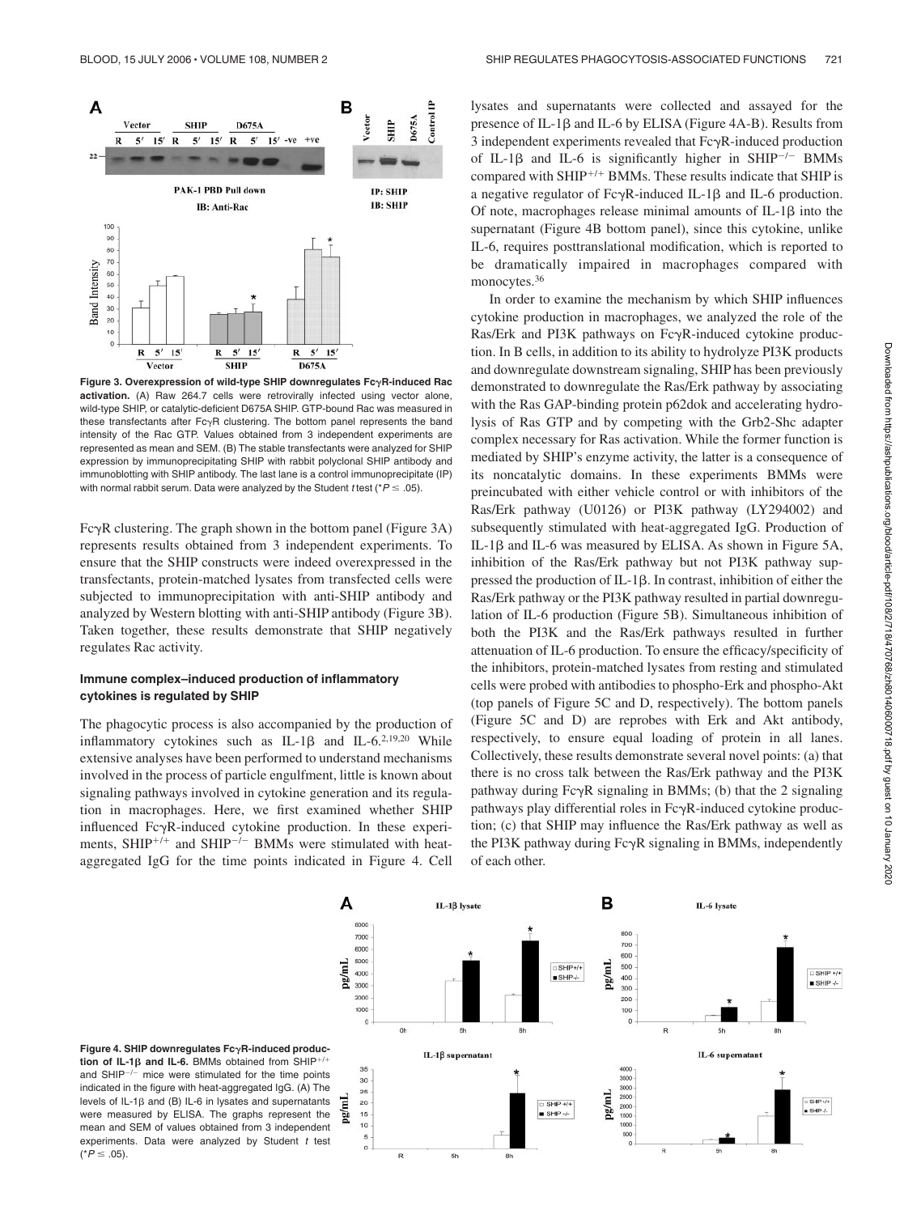**Figure 3. Overexpression of wild-type SHIP downregulates FcγR-induced Rac activation.** (A) Raw 264.7 cells were retrovirally infected using vector alone, wild-type SHIP, or catalytic-deficient D675A SHIP. GTP-bound Rac was measured in these transfectants after FcγR clustering. The bottom panel represents the band intensity of the Rac GTP. Values obtained from 3 independent experiments are represented as mean and SEM. (B) The stable transfectants were analyzed for SHIP expression by immunoprecipitating SHIP with rabbit polyclonal SHIP antibody and immunoblotting with SHIP antibody. The last lane is a control immunoprecipitate (IP) with normal rabbit serum. Data were analyzed by the Student *t* test (*$P \leq .05$).

FcγR clustering. The graph shown in the bottom panel (Figure 3A) represents results obtained from 3 independent experiments. To ensure that the SHIP constructs were indeed overexpressed in the transfectants, protein-matched lysates from transfected cells were subjected to immunoprecipitation with anti-SHIP antibody and analyzed by Western blotting with anti-SHIP antibody (Figure 3B). Taken together, these results demonstrate that SHIP negatively regulates Rac activity.

### Immune complex–induced production of inflammatory cytokines is regulated by SHIP

The phagocytic process is also accompanied by the production of inflammatory cytokines such as IL-1β and IL-6.[2,19,20] While extensive analyses have been performed to understand mechanisms involved in the process of particle engulfment, little is known about signaling pathways involved in cytokine generation and its regulation in macrophages. Here, we first examined whether SHIP influenced FcγR-induced cytokine production. In these experiments, $SHIP^{+/+}$ and $SHIP^{-/-}$ BMMs were stimulated with heat-aggregated IgG for the time points indicated in Figure 4. Cell lysates and supernatants were collected and assayed for the presence of IL-1β and IL-6 by ELISA (Figure 4A-B). Results from 3 independent experiments revealed that FcγR-induced production of IL-1β and IL-6 is significantly higher in $SHIP^{-/-}$ BMMs compared with $SHIP^{+/+}$ BMMs. These results indicate that SHIP is a negative regulator of FcγR-induced IL-1β and IL-6 production. Of note, macrophages release minimal amounts of IL-1β into the supernatant (Figure 4B bottom panel), since this cytokine, unlike IL-6, requires posttranslational modification, which is reported to be dramatically impaired in macrophages compared with monocytes.[36]

In order to examine the mechanism by which SHIP influences cytokine production in macrophages, we analyzed the role of the Ras/Erk and PI3K pathways on FcγR-induced cytokine production. In B cells, in addition to its ability to hydrolyze PI3K products and downregulate downstream signaling, SHIP has been previously demonstrated to downregulate the Ras/Erk pathway by associating with the Ras GAP-binding protein p62dok and accelerating hydrolysis of Ras GTP and by competing with the Grb2-Shc adapter complex necessary for Ras activation. While the former function is mediated by SHIP's enzyme activity, the latter is a consequence of its noncatalytic domains. In these experiments BMMs were preincubated with either vehicle control or with inhibitors of the Ras/Erk pathway (U0126) or PI3K pathway (LY294002) and subsequently stimulated with heat-aggregated IgG. Production of IL-1β and IL-6 was measured by ELISA. As shown in Figure 5A, inhibition of the Ras/Erk pathway but not PI3K pathway suppressed the production of IL-1β. In contrast, inhibition of either the Ras/Erk pathway or the PI3K pathway resulted in partial downregulation of IL-6 production (Figure 5B). Simultaneous inhibition of both the PI3K and the Ras/Erk pathways resulted in further attenuation of IL-6 production. To ensure the efficacy/specificity of the inhibitors, protein-matched lysates from resting and stimulated cells were probed with antibodies to phospho-Erk and phospho-Akt (top panels of Figure 5C and D, respectively). The bottom panels (Figure 5C and D) are reprobes with Erk and Akt antibody, respectively, to ensure equal loading of protein in all lanes. Collectively, these results demonstrate several novel points: (a) that there is no cross talk between the Ras/Erk pathway and the PI3K pathway during FcγR signaling in BMMs; (b) that the 2 signaling pathways play differential roles in FcγR-induced cytokine production; (c) that SHIP may influence the Ras/Erk pathway as well as the PI3K pathway during FcγR signaling in BMMs, independently of each other.

**Figure 4. SHIP downregulates FcγR-induced production of IL-1β and IL-6.** BMMs obtained from $SHIP^{+/+}$ and $SHIP^{-/-}$ mice were stimulated for the time points indicated in the figure with heat-aggregated IgG. (A) The levels of IL-1β and (B) IL-6 in lysates and supernatants were measured by ELISA. The graphs represent the mean and SEM of values obtained from 3 independent experiments. Data were analyzed by Student *t* test (*$P \leq .05$).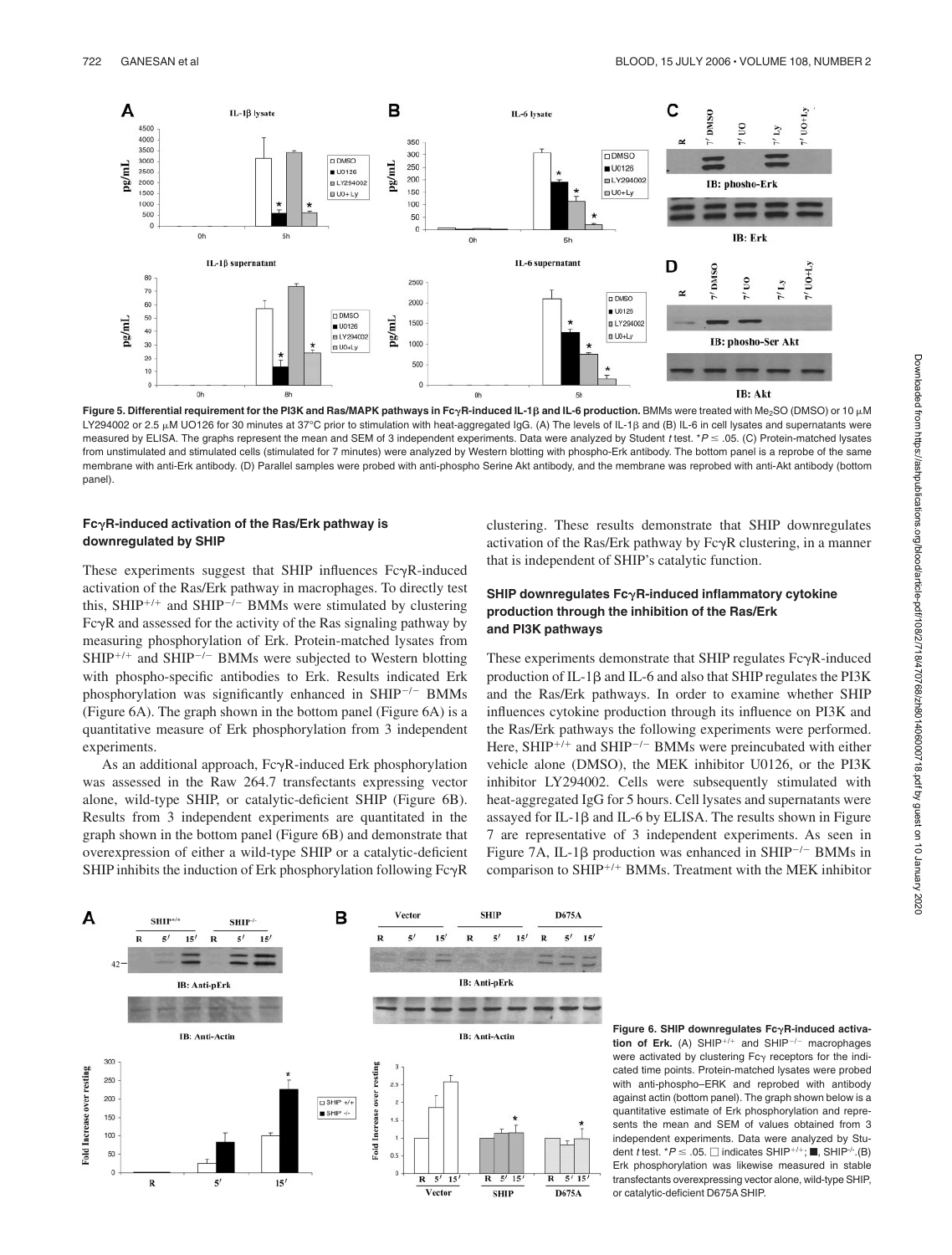**Figure 5. Differential requirement for the PI3K and Ras/MAPK pathways in FcγR-induced IL-1β and IL-6 production.** BMMs were treated with $Me_2SO$ (DMSO) or 10 μM LY294002 or 2.5 μM UO126 for 30 minutes at 37°C prior to stimulation with heat-aggregated IgG. (A) The levels of IL-1β and (B) IL-6 in cell lysates and supernatants were measured by ELISA. The graphs represent the mean and SEM of 3 independent experiments. Data were analyzed by Student *t* test. *$P \leq .05$. (C) Protein-matched lysates from unstimulated and stimulated cells (stimulated for 7 minutes) were analyzed by Western blotting with phospho-Erk antibody. The bottom panel is a reprobe of the same membrane with anti-Erk antibody. (D) Parallel samples were probed with anti-phospho Serine Akt antibody, and the membrane was reprobed with anti-Akt antibody (bottom panel).

### FcγR-induced activation of the Ras/Erk pathway is downregulated by SHIP

These experiments suggest that SHIP influences FcγR-induced activation of the Ras/Erk pathway in macrophages. To directly test this, $SHIP^{+/+}$ and $SHIP^{-/-}$ BMMs were stimulated by clustering FcγR and assessed for the activity of the Ras signaling pathway by measuring phosphorylation of Erk. Protein-matched lysates from $SHIP^{+/+}$ and $SHIP^{-/-}$ BMMs were subjected to Western blotting with phospho-specific antibodies to Erk. Results indicated Erk phosphorylation was significantly enhanced in $SHIP^{-/-}$ BMMs (Figure 6A). The graph shown in the bottom panel (Figure 6A) is a quantitative measure of Erk phosphorylation from 3 independent experiments.

As an additional approach, FcγR-induced Erk phosphorylation was assessed in the Raw 264.7 transfectants expressing vector alone, wild-type SHIP, or catalytic-deficient SHIP (Figure 6B). Results from 3 independent experiments are quantitated in the graph shown in the bottom panel (Figure 6B) and demonstrate that overexpression of either a wild-type SHIP or a catalytic-deficient SHIP inhibits the induction of Erk phosphorylation following FcγR clustering. These results demonstrate that SHIP downregulates activation of the Ras/Erk pathway by FcγR clustering, in a manner that is independent of SHIP's catalytic function.

### SHIP downregulates FcγR-induced inflammatory cytokine production through the inhibition of the Ras/Erk and PI3K pathways

These experiments demonstrate that SHIP regulates FcγR-induced production of IL-1β and IL-6 and also that SHIP regulates the PI3K and the Ras/Erk pathways. In order to examine whether SHIP influences cytokine production through its influence on PI3K and the Ras/Erk pathways the following experiments were performed. Here, $SHIP^{+/+}$ and $SHIP^{-/-}$ BMMs were preincubated with either vehicle alone (DMSO), the MEK inhibitor U0126, or the PI3K inhibitor LY294002. Cells were subsequently stimulated with heat-aggregated IgG for 5 hours. Cell lysates and supernatants were assayed for IL-1β and IL-6 by ELISA. The results shown in Figure 7 are representative of 3 independent experiments. As seen in Figure 7A, IL-1β production was enhanced in $SHIP^{-/-}$ BMMs in comparison to $SHIP^{+/+}$ BMMs. Treatment with the MEK inhibitor

**Figure 6. SHIP downregulates FcγR-induced activation of Erk.** (A) $SHIP^{+/+}$ and $SHIP^{-/-}$ macrophages were activated by clustering Fcγ receptors for the indicated time points. Protein-matched lysates were probed with anti-phospho–ERK and reprobed with antibody against actin (bottom panel). The graph shown below is a quantitative estimate of Erk phosphorylation and represents the mean and SEM of values obtained from 3 independent experiments. Data were analyzed by Student *t* test. *$P \leq .05$. □ indicates $SHIP^{+/+}$; ■, $SHIP^{-/-}$.(B) Erk phosphorylation was likewise measured in stable transfectants overexpressing vector alone, wild-type SHIP, or catalytic-deficient D675A SHIP.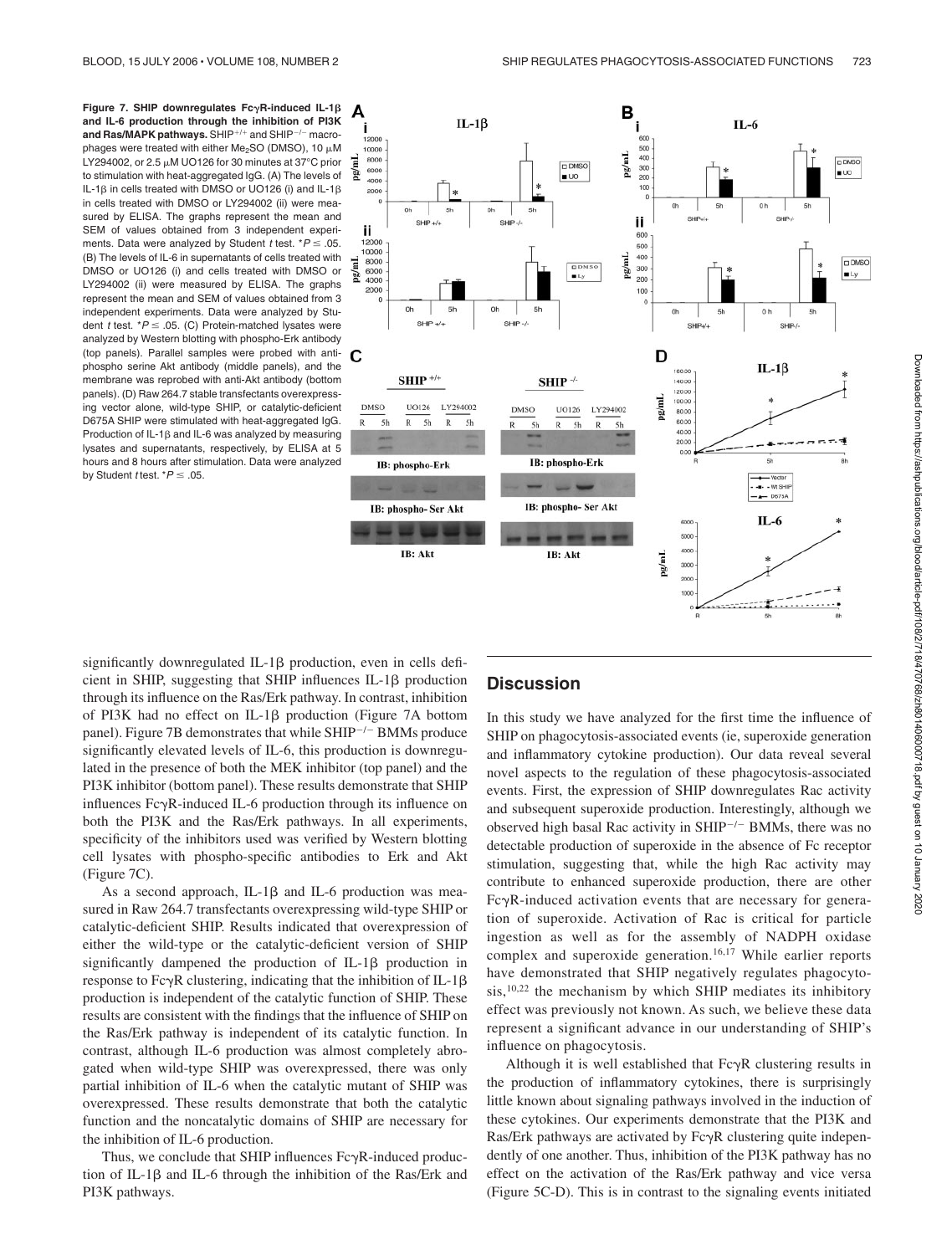**Figure 7. SHIP downregulates FcγR-induced IL-1β and IL-6 production through the inhibition of PI3K and Ras/MAPK pathways.** $SHIP^{+/+}$ and $SHIP^{-/-}$ macrophages were treated with either $Me_2SO$ (DMSO), 10 μM LY294002, or 2.5 μM UO126 for 30 minutes at 37°C prior to stimulation with heat-aggregated IgG. (A) The levels of IL-1β in cells treated with DMSO or UO126 (i) and IL-1β in cells treated with DMSO or LY294002 (ii) were measured by ELISA. The graphs represent the mean and SEM of values obtained from 3 independent experiments. Data were analyzed by Student *t* test. $^*P \leq .05$. (B) The levels of IL-6 in supernatants of cells treated with DMSO or UO126 (i) and cells treated with DMSO or LY294002 (ii) were measured by ELISA. The graphs represent the mean and SEM of values obtained from 3 independent experiments. Data were analyzed by Student *t* test. $^*P \leq .05$. (C) Protein-matched lysates were analyzed by Western blotting with phospho-Erk antibody (top panels). Parallel samples were probed with anti-phospho serine Akt antibody (middle panels), and the membrane was reprobed with anti-Akt antibody (bottom panels). (D) Raw 264.7 stable transfectants overexpressing vector alone, wild-type SHIP, or catalytic-deficient D675A SHIP were stimulated with heat-aggregated IgG. Production of IL-1β and IL-6 was analyzed by measuring lysates and supernatants, respectively, by ELISA at 5 hours and 8 hours after stimulation. Data were analyzed by Student *t* test. $^*P \leq .05$.

significantly downregulated IL-1β production, even in cells deficient in SHIP, suggesting that SHIP influences IL-1β production through its influence on the Ras/Erk pathway. In contrast, inhibition of PI3K had no effect on IL-1β production (Figure 7A bottom panel). Figure 7B demonstrates that while $SHIP^{-/-}$ BMMs produce significantly elevated levels of IL-6, this production is downregulated in the presence of both the MEK inhibitor (top panel) and the PI3K inhibitor (bottom panel). These results demonstrate that SHIP influences FcγR-induced IL-6 production through its influence on both the PI3K and the Ras/Erk pathways. In all experiments, specificity of the inhibitors used was verified by Western blotting cell lysates with phospho-specific antibodies to Erk and Akt (Figure 7C).

As a second approach, IL-1β and IL-6 production was measured in Raw 264.7 transfectants overexpressing wild-type SHIP or catalytic-deficient SHIP. Results indicated that overexpression of either the wild-type or the catalytic-deficient version of SHIP significantly dampened the production of IL-1β production in response to FcγR clustering, indicating that the inhibition of IL-1β production is independent of the catalytic function of SHIP. These results are consistent with the findings that the influence of SHIP on the Ras/Erk pathway is independent of its catalytic function. In contrast, although IL-6 production was almost completely abrogated when wild-type SHIP was overexpressed, there was only partial inhibition of IL-6 when the catalytic mutant of SHIP was overexpressed. These results demonstrate that both the catalytic function and the noncatalytic domains of SHIP are necessary for the inhibition of IL-6 production.

Thus, we conclude that SHIP influences FcγR-induced production of IL-1β and IL-6 through the inhibition of the Ras/Erk and PI3K pathways.

## Discussion

In this study we have analyzed for the first time the influence of SHIP on phagocytosis-associated events (ie, superoxide generation and inflammatory cytokine production). Our data reveal several novel aspects to the regulation of these phagocytosis-associated events. First, the expression of SHIP downregulates Rac activity and subsequent superoxide production. Interestingly, although we observed high basal Rac activity in $SHIP^{-/-}$ BMMs, there was no detectable production of superoxide in the absence of Fc receptor stimulation, suggesting that, while the high Rac activity may contribute to enhanced superoxide production, there are other FcγR-induced activation events that are necessary for generation of superoxide. Activation of Rac is critical for particle ingestion as well as for the assembly of NADPH oxidase complex and superoxide generation.[16,17] While earlier reports have demonstrated that SHIP negatively regulates phagocytosis,[10,22] the mechanism by which SHIP mediates its inhibitory effect was previously not known. As such, we believe these data represent a significant advance in our understanding of SHIP's influence on phagocytosis.

Although it is well established that FcγR clustering results in the production of inflammatory cytokines, there is surprisingly little known about signaling pathways involved in the induction of these cytokines. Our experiments demonstrate that the PI3K and Ras/Erk pathways are activated by FcγR clustering quite independently of one another. Thus, inhibition of the PI3K pathway has no effect on the activation of the Ras/Erk pathway and vice versa (Figure 5C-D). This is in contrast to the signaling events initiated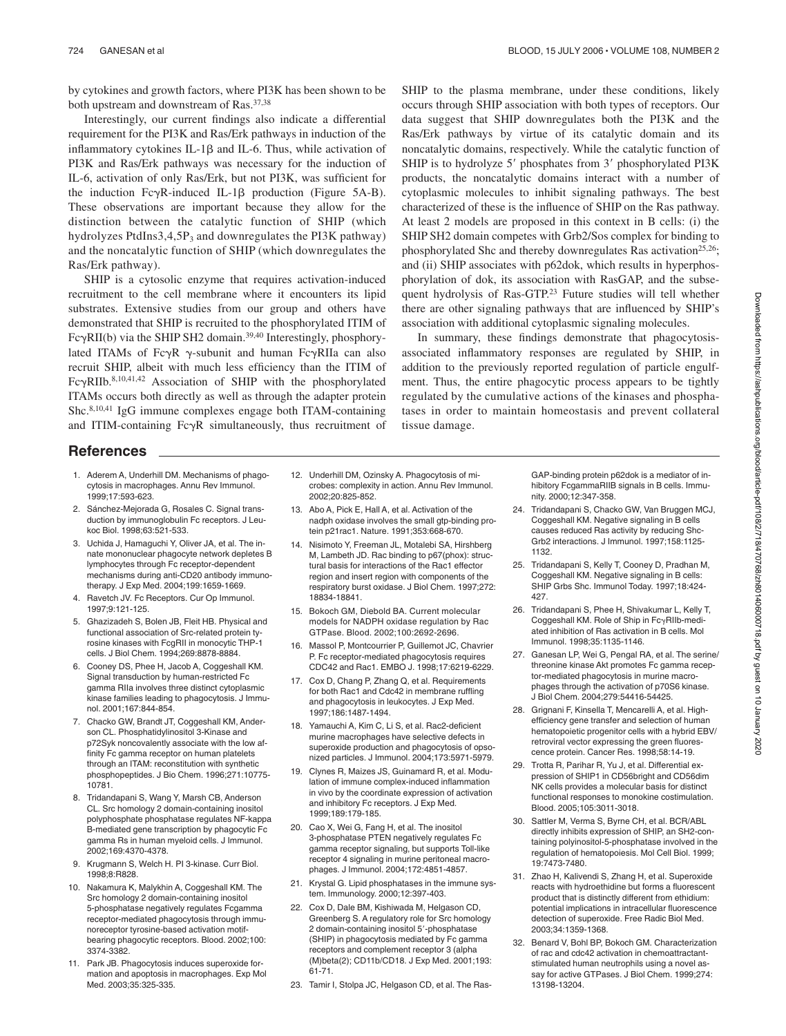by cytokines and growth factors, where PI3K has been shown to be both upstream and downstream of Ras.[37,38]

Interestingly, our current findings also indicate a differential requirement for the PI3K and Ras/Erk pathways in induction of the inflammatory cytokines IL-1β and IL-6. Thus, while activation of PI3K and Ras/Erk pathways was necessary for the induction of IL-6, activation of only Ras/Erk, but not PI3K, was sufficient for the induction FcγR-induced IL-1β production (Figure 5A-B). These observations are important because they allow for the distinction between the catalytic function of SHIP (which hydrolyzes $PtdIns3,4,5P_3$ and downregulates the PI3K pathway) and the noncatalytic function of SHIP (which downregulates the Ras/Erk pathway).

SHIP is a cytosolic enzyme that requires activation-induced recruitment to the cell membrane where it encounters its lipid substrates. Extensive studies from our group and others have demonstrated that SHIP is recruited to the phosphorylated ITIM of FcγRII(b) via the SHIP SH2 domain.[39,40] Interestingly, phosphorylated ITAMs of FcγR γ-subunit and human FcγRIIa can also recruit SHIP, albeit with much less efficiency than the ITIM of FcγRIIb.[8,10,41,42] Association of SHIP with the phosphorylated ITAMs occurs both directly as well as through the adapter protein Shc.[8,10,41] IgG immune complexes engage both ITAM-containing and ITIM-containing FcγR simultaneously, thus recruitment of SHIP to the plasma membrane, under these conditions, likely occurs through SHIP association with both types of receptors. Our data suggest that SHIP downregulates both the PI3K and the Ras/Erk pathways by virtue of its catalytic domain and its noncatalytic domains, respectively. While the catalytic function of SHIP is to hydrolyze 5′ phosphates from 3′ phosphorylated PI3K products, the noncatalytic domains interact with a number of cytoplasmic molecules to inhibit signaling pathways. The best characterized of these is the influence of SHIP on the Ras pathway. At least 2 models are proposed in this context in B cells: (i) the SHIP SH2 domain competes with Grb2/Sos complex for binding to phosphorylated Shc and thereby downregulates Ras activation[25,26]; and (ii) SHIP associates with p62dok, which results in hyperphosphorylation of dok, its association with RasGAP, and the subsequent hydrolysis of Ras-GTP.[23] Future studies will tell whether there are other signaling pathways that are influenced by SHIP's association with additional cytoplasmic signaling molecules.

In summary, these findings demonstrate that phagocytosis-associated inflammatory responses are regulated by SHIP, in addition to the previously reported regulation of particle engulfment. Thus, the entire phagocytic process appears to be tightly regulated by the cumulative actions of the kinases and phosphatases in order to maintain homeostasis and prevent collateral tissue damage.

## References

1. Aderem A, Underhill DM. Mechanisms of phagocytosis in macrophages. Annu Rev Immunol. 1999;17:593-623.
2. Sánchez-Mejorada G, Rosales C. Signal transduction by immunoglobulin Fc receptors. J Leukoc Biol. 1998;63:521-533.
3. Uchida J, Hamaguchi Y, Oliver JA, et al. The innate mononuclear phagocyte network depletes B lymphocytes through Fc receptor-dependent mechanisms during anti-CD20 antibody immunotherapy. J Exp Med. 2004;199:1659-1669.
4. Ravetch JV. Fc Receptors. Cur Op Immunol. 1997;9:121-125.
5. Ghazizadeh S, Bolen JB, Fleit HB. Physical and functional association of Src-related protein tyrosine kinases with FcgRII in monocytic THP-1 cells. J Biol Chem. 1994;269:8878-8884.
6. Cooney DS, Phee H, Jacob A, Coggeshall KM. Signal transduction by human-restricted Fc gamma RIIa involves three distinct cytoplasmic kinase families leading to phagocytosis. J Immunol. 2001;167:844-854.
7. Chacko GW, Brandt JT, Coggeshall KM, Anderson CL. Phosphatidylinositol 3-Kinase and p72Syk noncovalently associate with the low affinity Fc gamma receptor on human platelets through an ITAM: reconstitution with synthetic phosphopeptides. J Bio Chem. 1996;271:10775-10781.
8. Tridandapani S, Wang Y, Marsh CB, Anderson CL. Src homology 2 domain-containing inositol polyphosphate phosphatase regulates NF-kappa B-mediated gene transcription by phagocytic Fc gamma Rs in human myeloid cells. J Immunol. 2002;169:4370-4378.
9. Krugmann S, Welch H. PI 3-kinase. Curr Biol. 1998;8:R828.
10. Nakamura K, Malykhin A, Coggeshall KM. The Src homology 2 domain-containing inositol 5-phosphatase negatively regulates Fcgamma receptor-mediated phagocytosis through immunoreceptor tyrosine-based activation motif-bearing phagocytic receptors. Blood. 2002;100:3374-3382.
11. Park JB. Phagocytosis induces superoxide formation and apoptosis in macrophages. Exp Mol Med. 2003;35:325-335.
12. Underhill DM, Ozinsky A. Phagocytosis of microbes: complexity in action. Annu Rev Immunol. 2002;20:825-852.
13. Abo A, Pick E, Hall A, et al. Activation of the nadph oxidase involves the small gtp-binding protein p21rac1. Nature. 1991;353:668-670.
14. Nisimoto Y, Freeman JL, Motalebi SA, Hirshberg M, Lambeth JD. Rac binding to p67(phox): structural basis for interactions of the Rac1 effector region and insert region with components of the respiratory burst oxidase. J Biol Chem. 1997;272:18834-18841.
15. Bokoch GM, Diebold BA. Current molecular models for NADPH oxidase regulation by Rac GTPase. Blood. 2002;100:2692-2696.
16. Massol P, Montcourrier P, Guillemot JC, Chavrier P. Fc receptor-mediated phagocytosis requires CDC42 and Rac1. EMBO J. 1998;17:6219-6229.
17. Cox D, Chang P, Zhang Q, et al. Requirements for both Rac1 and Cdc42 in membrane ruffling and phagocytosis in leukocytes. J Exp Med. 1997;186:1487-1494.
18. Yamauchi A, Kim C, Li S, et al. Rac2-deficient murine macrophages have selective defects in superoxide production and phagocytosis of opsonized particles. J Immunol. 2004;173:5971-5979.
19. Clynes R, Maizes JS, Guinamard R, et al. Modulation of immune complex-induced inflammation in vivo by the coordinate expression of activation and inhibitory Fc receptors. J Exp Med. 1999;189:179-185.
20. Cao X, Wei G, Fang H, et al. The inositol 3-phosphatase PTEN negatively regulates Fc gamma receptor signaling, but supports Toll-like receptor 4 signaling in murine peritoneal macrophages. J Immunol. 2004;172:4851-4857.
21. Krystal G. Lipid phosphatases in the immune system. Immunology. 2000;12:397-403.
22. Cox D, Dale BM, Kishiwada M, Helgason CD, Greenberg S. A regulatory role for Src homology 2 domain-containing inositol 5′-phosphatase (SHIP) in phagocytosis mediated by Fc gamma receptors and complement receptor 3 (alpha (M)beta(2); CD11b/CD18. J Exp Med. 2001;193:61-71.
23. Tamir I, Stolpa JC, Helgason CD, et al. The RasGAP-binding protein p62dok is a mediator of inhibitory FcgammaRIIB signals in B cells. Immunity. 2000;12:347-358.
24. Tridandapani S, Chacko GW, Van Bruggen MCJ, Coggeshall KM. Negative signaling in B cells causes reduced Ras activity by reducing Shc-Grb2 interactions. J Immunol. 1997;158:1125-1132.
25. Tridandapani S, Kelly T, Cooney D, Pradhan M, Coggeshall KM. Negative signaling in B cells: SHIP Grbs Shc. Immunol Today. 1997;18:424-427.
26. Tridandapani S, Phee H, Shivakumar L, Kelly T, Coggeshall KM. Role of Ship in FcγRIIb-mediated inhibition of Ras activation in B cells. Mol Immunol. 1998;35:1135-1146.
27. Ganesan LP, Wei G, Pengal RA, et al. The serine/threonine kinase Akt promotes Fc gamma receptor-mediated phagocytosis in murine macrophages through the activation of p70S6 kinase. J Biol Chem. 2004;279:54416-54425.
28. Grignani F, Kinsella T, Mencarelli A, et al. High-efficiency gene transfer and selection of human hematopoietic progenitor cells with a hybrid EBV/retroviral vector expressing the green fluorescence protein. Cancer Res. 1998;58:14-19.
29. Trotta R, Parihar R, Yu J, et al. Differential expression of SHIP1 in CD56bright and CD56dim NK cells provides a molecular basis for distinct functional responses to monokine costimulation. Blood. 2005;105:3011-3018.
30. Sattler M, Verma S, Byrne CH, et al. BCR/ABL directly inhibits expression of SHIP, an SH2-containing polyinositol-5-phosphatase involved in the regulation of hematopoiesis. Mol Cell Biol. 1999;19:7473-7480.
31. Zhao H, Kalivendi S, Zhang H, et al. Superoxide reacts with hydroethidine but forms a fluorescent product that is distinctly different from ethidium: potential implications in intracellular fluorescence detection of superoxide. Free Radic Biol Med. 2003;34:1359-1368.
32. Benard V, Bohl BP, Bokoch GM. Characterization of rac and cdc42 activation in chemoattractant-stimulated human neutrophils using a novel assay for active GTPases. J Biol Chem. 1999;274:13198-13204.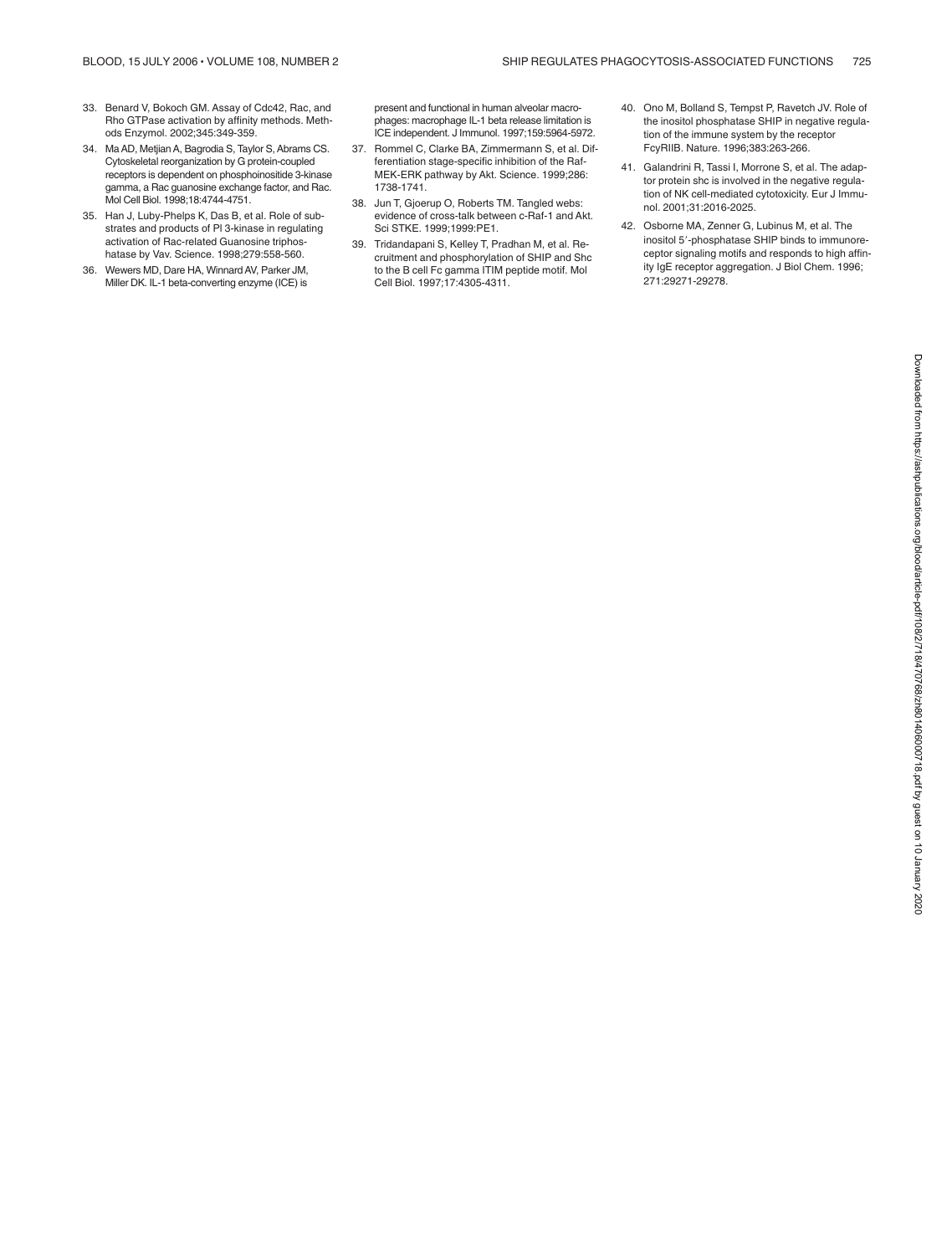33. Benard V, Bokoch GM. Assay of Cdc42, Rac, and Rho GTPase activation by affinity methods. Methods Enzymol. 2002;345:349-359.
34. Ma AD, Metjian A, Bagrodia S, Taylor S, Abrams CS. Cytoskeletal reorganization by G protein-coupled receptors is dependent on phosphoinositide 3-kinase gamma, a Rac guanosine exchange factor, and Rac. Mol Cell Biol. 1998;18:4744-4751.
35. Han J, Luby-Phelps K, Das B, et al. Role of substrates and products of PI 3-kinase in regulating activation of Rac-related Guanosine triphosphatase by Vav. Science. 1998;279:558-560.
36. Wewers MD, Dare HA, Winnard AV, Parker JM, Miller DK. IL-1 beta-converting enzyme (ICE) is present and functional in human alveolar macrophages: macrophage IL-1 beta release limitation is ICE independent. J Immunol. 1997;159:5964-5972.
37. Rommel C, Clarke BA, Zimmermann S, et al. Differentiation stage-specific inhibition of the Raf-MEK-ERK pathway by Akt. Science. 1999;286:1738-1741.
38. Jun T, Gjoerup O, Roberts TM. Tangled webs: evidence of cross-talk between c-Raf-1 and Akt. Sci STKE. 1999;1999:PE1.
39. Tridandapani S, Kelley T, Pradhan M, et al. Recruitment and phosphorylation of SHIP and Shc to the B cell Fc gamma ITIM peptide motif. Mol Cell Biol. 1997;17:4305-4311.
40. Ono M, Bolland S, Tempst P, Ravetch JV. Role of the inositol phosphatase SHIP in negative regulation of the immune system by the receptor FcγRIIB. Nature. 1996;383:263-266.
41. Galandrini R, Tassi I, Morrone S, et al. The adaptor protein shc is involved in the negative regulation of NK cell-mediated cytotoxicity. Eur J Immunol. 2001;31:2016-2025.
42. Osborne MA, Zenner G, Lubinus M, et al. The inositol 5′-phosphatase SHIP binds to immunoreceptor signaling motifs and responds to high affinity IgE receptor aggregation. J Biol Chem. 1996;271:29271-29278.